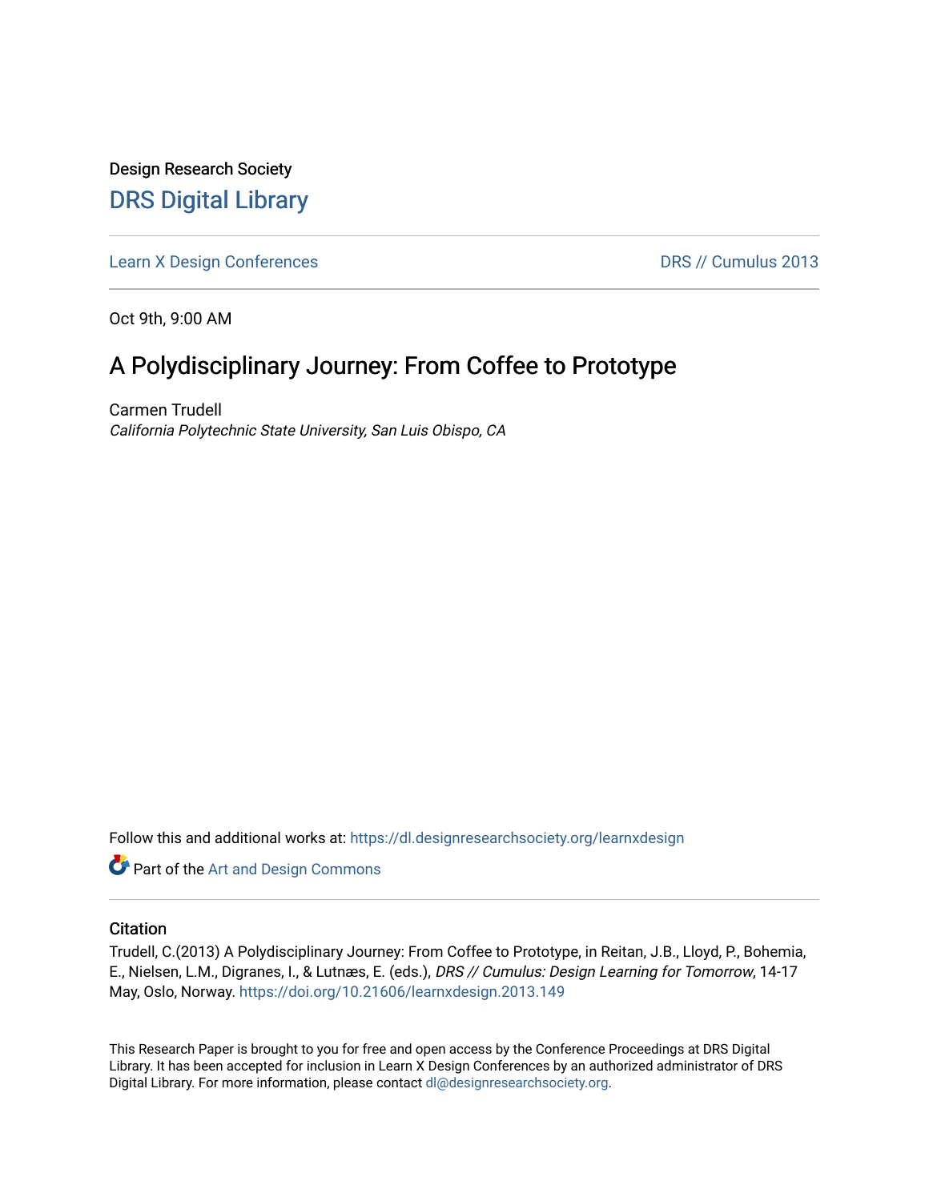Design Research Society

# DRS Digital Library

Learn X Design Conferences

DRS // Cumulus 2013

Oct 9th, 9:00 AM

## A Polydisciplinary Journey: From Coffee to Prototype

Carmen Trudell

*California Polytechnic State University, San Luis Obispo, CA*

Follow this and additional works at: https://dl.designresearchsociety.org/learnxdesign

Part of the Art and Design Commons

### Citation

Trudell, C.(2013) A Polydisciplinary Journey: From Coffee to Prototype, in Reitan, J.B., Lloyd, P., Bohemia, E., Nielsen, L.M., Digranes, I., & Lutnæs, E. (eds.), *DRS // Cumulus: Design Learning for Tomorrow*, 14-17 May, Oslo, Norway. https://doi.org/10.21606/learnxdesign.2013.149

This Research Paper is brought to you for free and open access by the Conference Proceedings at DRS Digital Library. It has been accepted for inclusion in Learn X Design Conferences by an authorized administrator of DRS Digital Library. For more information, please contact dl@designresearchsociety.org.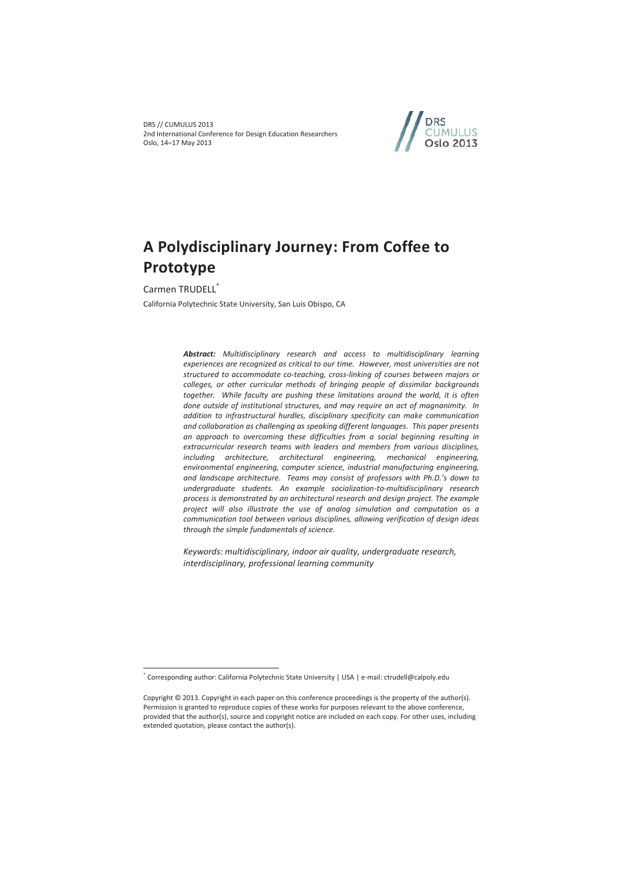# A Polydisciplinary Journey: From Coffee to Prototype

Carmen TRUDELL[*]

California Polytechnic State University, San Luis Obispo, CA

***Abstract:*** *Multidisciplinary research and access to multidisciplinary learning experiences are recognized as critical to our time. However, most universities are not structured to accommodate co-teaching, cross-linking of courses between majors or colleges, or other curricular methods of bringing people of dissimilar backgrounds together. While faculty are pushing these limitations around the world, it is often done outside of institutional structures, and may require an act of magnanimity. In addition to infrastructural hurdles, disciplinary specificity can make communication and collaboration as challenging as speaking different languages. This paper presents an approach to overcoming these difficulties from a social beginning resulting in extracurricular research teams with leaders and members from various disciplines, including architecture, architectural engineering, mechanical engineering, environmental engineering, computer science, industrial manufacturing engineering, and landscape architecture. Teams may consist of professors with Ph.D.'s down to undergraduate students. An example socialization-to-multidisciplinary research process is demonstrated by an architectural research and design project. The example project will also illustrate the use of analog simulation and computation as a communication tool between various disciplines, allowing verification of design ideas through the simple fundamentals of science.*

*Keywords: multidisciplinary, indoor air quality, undergraduate research, interdisciplinary, professional learning community*

[*] Corresponding author: California Polytechnic State University | USA | e-mail: ctrudell@calpoly.edu

Copyright © 2013. Copyright in each paper on this conference proceedings is the property of the author(s). Permission is granted to reproduce copies of these works for purposes relevant to the above conference, provided that the author(s), source and copyright notice are included on each copy. For other uses, including extended quotation, please contact the author(s).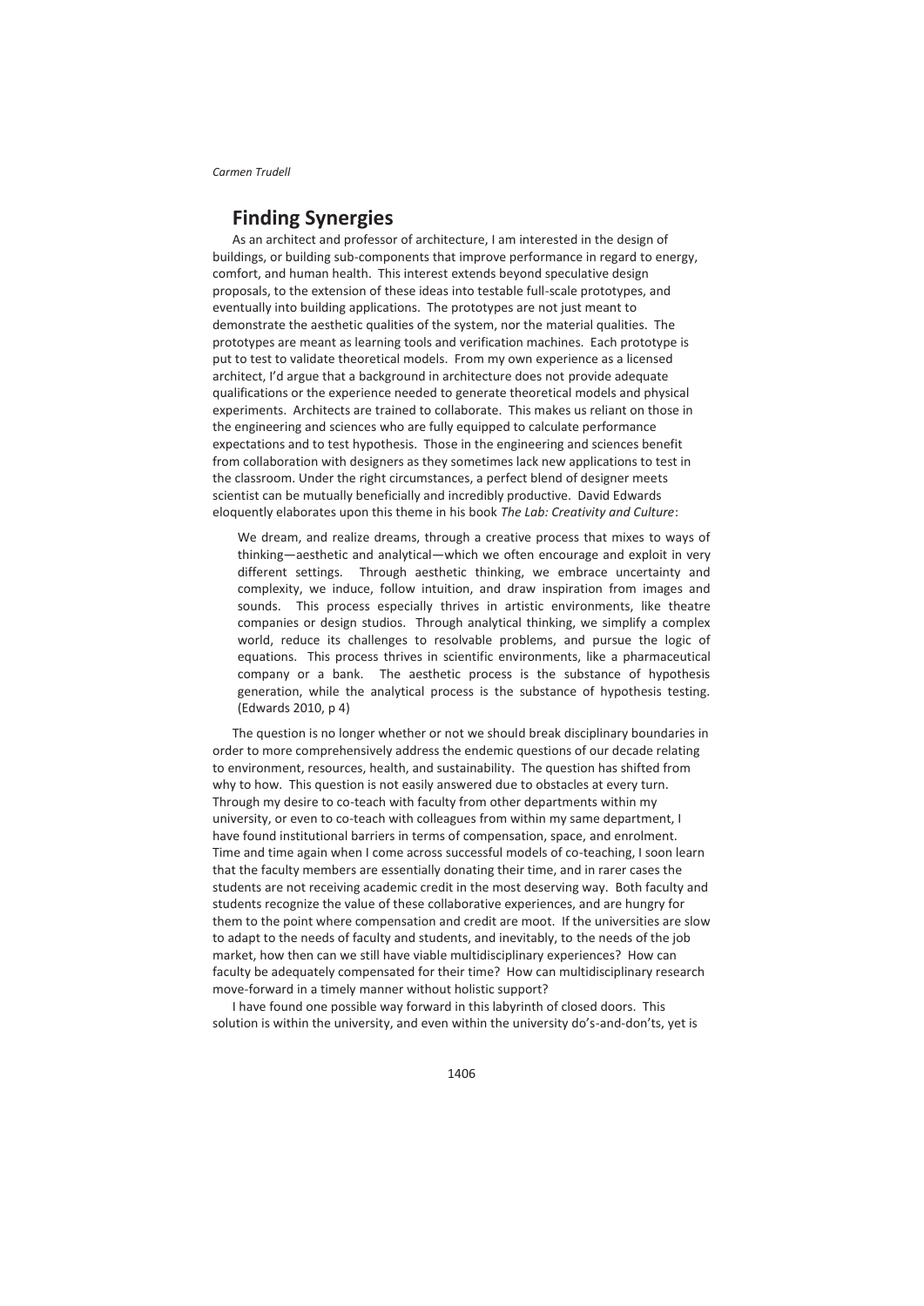## Finding Synergies

As an architect and professor of architecture, I am interested in the design of buildings, or building sub-components that improve performance in regard to energy, comfort, and human health. This interest extends beyond speculative design proposals, to the extension of these ideas into testable full-scale prototypes, and eventually into building applications. The prototypes are not just meant to demonstrate the aesthetic qualities of the system, nor the material qualities. The prototypes are meant as learning tools and verification machines. Each prototype is put to test to validate theoretical models. From my own experience as a licensed architect, I'd argue that a background in architecture does not provide adequate qualifications or the experience needed to generate theoretical models and physical experiments. Architects are trained to collaborate. This makes us reliant on those in the engineering and sciences who are fully equipped to calculate performance expectations and to test hypothesis. Those in the engineering and sciences benefit from collaboration with designers as they sometimes lack new applications to test in the classroom. Under the right circumstances, a perfect blend of designer meets scientist can be mutually beneficially and incredibly productive. David Edwards eloquently elaborates upon this theme in his book *The Lab: Creativity and Culture*:

> We dream, and realize dreams, through a creative process that mixes to ways of thinking—aesthetic and analytical—which we often encourage and exploit in very different settings. Through aesthetic thinking, we embrace uncertainty and complexity, we induce, follow intuition, and draw inspiration from images and sounds. This process especially thrives in artistic environments, like theatre companies or design studios. Through analytical thinking, we simplify a complex world, reduce its challenges to resolvable problems, and pursue the logic of equations. This process thrives in scientific environments, like a pharmaceutical company or a bank. The aesthetic process is the substance of hypothesis generation, while the analytical process is the substance of hypothesis testing. (Edwards 2010, p 4)

The question is no longer whether or not we should break disciplinary boundaries in order to more comprehensively address the endemic questions of our decade relating to environment, resources, health, and sustainability. The question has shifted from why to how. This question is not easily answered due to obstacles at every turn. Through my desire to co-teach with faculty from other departments within my university, or even to co-teach with colleagues from within my same department, I have found institutional barriers in terms of compensation, space, and enrolment. Time and time again when I come across successful models of co-teaching, I soon learn that the faculty members are essentially donating their time, and in rarer cases the students are not receiving academic credit in the most deserving way. Both faculty and students recognize the value of these collaborative experiences, and are hungry for them to the point where compensation and credit are moot. If the universities are slow to adapt to the needs of faculty and students, and inevitably, to the needs of the job market, how then can we still have viable multidisciplinary experiences? How can faculty be adequately compensated for their time? How can multidisciplinary research move-forward in a timely manner without holistic support?

I have found one possible way forward in this labyrinth of closed doors. This solution is within the university, and even within the university do's-and-don'ts, yet is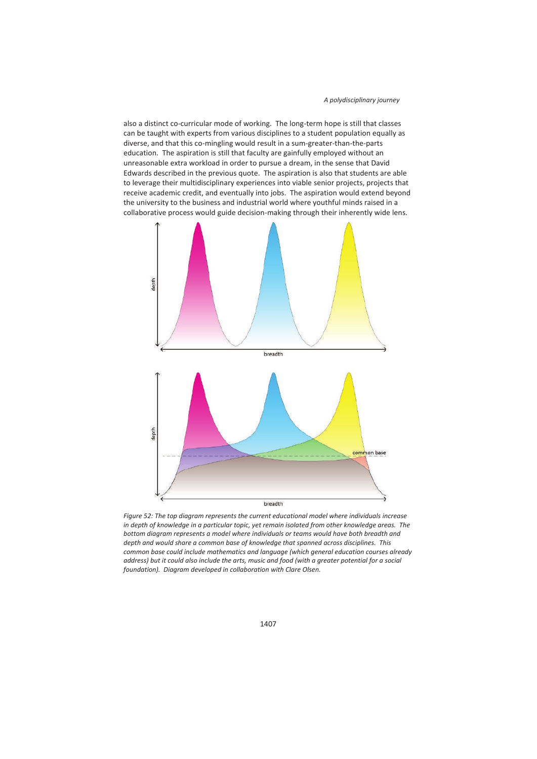also a distinct co-curricular mode of working. The long-term hope is still that classes can be taught with experts from various disciplines to a student population equally as diverse, and that this co-mingling would result in a sum-greater-than-the-parts education. The aspiration is still that faculty are gainfully employed without an unreasonable extra workload in order to pursue a dream, in the sense that David Edwards described in the previous quote. The aspiration is also that students are able to leverage their multidisciplinary experiences into viable senior projects, projects that receive academic credit, and eventually into jobs. The aspiration would extend beyond the university to the business and industrial world where youthful minds raised in a collaborative process would guide decision-making through their inherently wide lens.

*Figure 52: The top diagram represents the current educational model where individuals increase in depth of knowledge in a particular topic, yet remain isolated from other knowledge areas. The bottom diagram represents a model where individuals or teams would have both breadth and depth and would share a common base of knowledge that spanned across disciplines. This common base could include mathematics and language (which general education courses already address) but it could also include the arts, music and food (with a greater potential for a social foundation). Diagram developed in collaboration with Clare Olsen.*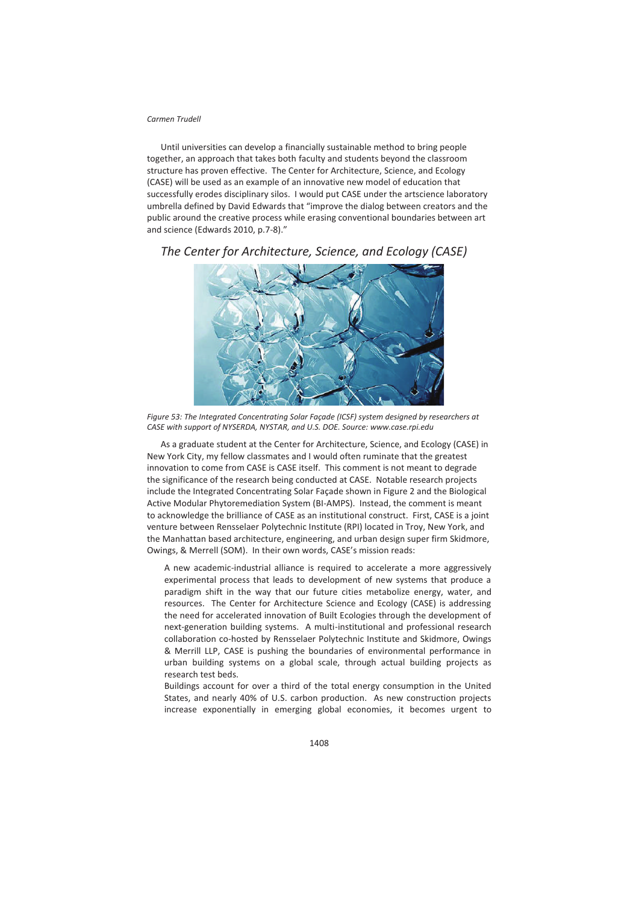Until universities can develop a financially sustainable method to bring people together, an approach that takes both faculty and students beyond the classroom structure has proven effective. The Center for Architecture, Science, and Ecology (CASE) will be used as an example of an innovative new model of education that successfully erodes disciplinary silos. I would put CASE under the artscience laboratory umbrella defined by David Edwards that "improve the dialog between creators and the public around the creative process while erasing conventional boundaries between art and science (Edwards 2010, p.7-8)."

## *The Center for Architecture, Science, and Ecology (CASE)*

*Figure 53: The Integrated Concentrating Solar Façade (ICSF) system designed by researchers at CASE with support of NYSERDA, NYSTAR, and U.S. DOE. Source: www.case.rpi.edu*

As a graduate student at the Center for Architecture, Science, and Ecology (CASE) in New York City, my fellow classmates and I would often ruminate that the greatest innovation to come from CASE is CASE itself. This comment is not meant to degrade the significance of the research being conducted at CASE. Notable research projects include the Integrated Concentrating Solar Façade shown in Figure 2 and the Biological Active Modular Phytoremediation System (BI-AMPS). Instead, the comment is meant to acknowledge the brilliance of CASE as an institutional construct. First, CASE is a joint venture between Rensselaer Polytechnic Institute (RPI) located in Troy, New York, and the Manhattan based architecture, engineering, and urban design super firm Skidmore, Owings, & Merrell (SOM). In their own words, CASE's mission reads:

> A new academic-industrial alliance is required to accelerate a more aggressively experimental process that leads to development of new systems that produce a paradigm shift in the way that our future cities metabolize energy, water, and resources. The Center for Architecture Science and Ecology (CASE) is addressing the need for accelerated innovation of Built Ecologies through the development of next-generation building systems. A multi-institutional and professional research collaboration co-hosted by Rensselaer Polytechnic Institute and Skidmore, Owings & Merrill LLP, CASE is pushing the boundaries of environmental performance in urban building systems on a global scale, through actual building projects as research test beds.
>
> Buildings account for over a third of the total energy consumption in the United States, and nearly 40% of U.S. carbon production. As new construction projects increase exponentially in emerging global economies, it becomes urgent to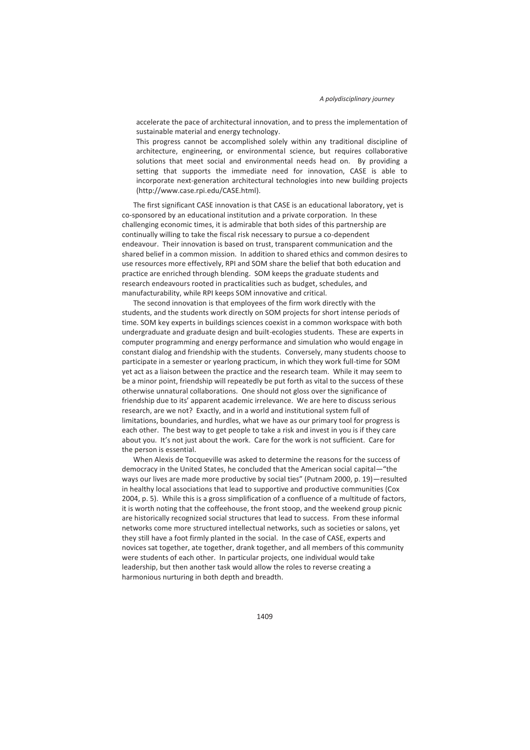> accelerate the pace of architectural innovation, and to press the implementation of sustainable material and energy technology.
>
> This progress cannot be accomplished solely within any traditional discipline of architecture, engineering, or environmental science, but requires collaborative solutions that meet social and environmental needs head on. By providing a setting that supports the immediate need for innovation, CASE is able to incorporate next-generation architectural technologies into new building projects (http://www.case.rpi.edu/CASE.html).

The first significant CASE innovation is that CASE is an educational laboratory, yet is co-sponsored by an educational institution and a private corporation. In these challenging economic times, it is admirable that both sides of this partnership are continually willing to take the fiscal risk necessary to pursue a co-dependent endeavour. Their innovation is based on trust, transparent communication and the shared belief in a common mission. In addition to shared ethics and common desires to use resources more effectively, RPI and SOM share the belief that both education and practice are enriched through blending. SOM keeps the graduate students and research endeavours rooted in practicalities such as budget, schedules, and manufacturability, while RPI keeps SOM innovative and critical.

The second innovation is that employees of the firm work directly with the students, and the students work directly on SOM projects for short intense periods of time. SOM key experts in buildings sciences coexist in a common workspace with both undergraduate and graduate design and built-ecologies students. These are experts in computer programming and energy performance and simulation who would engage in constant dialog and friendship with the students. Conversely, many students choose to participate in a semester or yearlong practicum, in which they work full-time for SOM yet act as a liaison between the practice and the research team. While it may seem to be a minor point, friendship will repeatedly be put forth as vital to the success of these otherwise unnatural collaborations. One should not gloss over the significance of friendship due to its' apparent academic irrelevance. We are here to discuss serious research, are we not? Exactly, and in a world and institutional system full of limitations, boundaries, and hurdles, what we have as our primary tool for progress is each other. The best way to get people to take a risk and invest in you is if they care about you. It's not just about the work. Care for the work is not sufficient. Care for the person is essential.

When Alexis de Tocqueville was asked to determine the reasons for the success of democracy in the United States, he concluded that the American social capital—"the ways our lives are made more productive by social ties" (Putnam 2000, p. 19)—resulted in healthy local associations that lead to supportive and productive communities (Cox 2004, p. 5). While this is a gross simplification of a confluence of a multitude of factors, it is worth noting that the coffeehouse, the front stoop, and the weekend group picnic are historically recognized social structures that lead to success. From these informal networks come more structured intellectual networks, such as societies or salons, yet they still have a foot firmly planted in the social. In the case of CASE, experts and novices sat together, ate together, drank together, and all members of this community were students of each other. In particular projects, one individual would take leadership, but then another task would allow the roles to reverse creating a harmonious nurturing in both depth and breadth.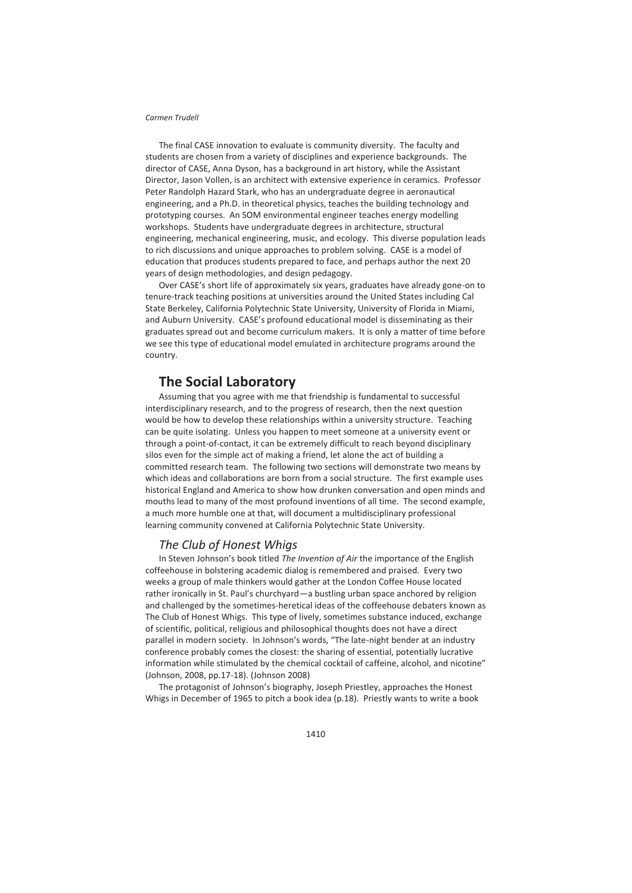The final CASE innovation to evaluate is community diversity. The faculty and students are chosen from a variety of disciplines and experience backgrounds. The director of CASE, Anna Dyson, has a background in art history, while the Assistant Director, Jason Vollen, is an architect with extensive experience in ceramics. Professor Peter Randolph Hazard Stark, who has an undergraduate degree in aeronautical engineering, and a Ph.D. in theoretical physics, teaches the building technology and prototyping courses. An SOM environmental engineer teaches energy modelling workshops. Students have undergraduate degrees in architecture, structural engineering, mechanical engineering, music, and ecology. This diverse population leads to rich discussions and unique approaches to problem solving. CASE is a model of education that produces students prepared to face, and perhaps author the next 20 years of design methodologies, and design pedagogy.

Over CASE's short life of approximately six years, graduates have already gone-on to tenure-track teaching positions at universities around the United States including Cal State Berkeley, California Polytechnic State University, University of Florida in Miami, and Auburn University. CASE's profound educational model is disseminating as their graduates spread out and become curriculum makers. It is only a matter of time before we see this type of educational model emulated in architecture programs around the country.

## The Social Laboratory

Assuming that you agree with me that friendship is fundamental to successful interdisciplinary research, and to the progress of research, then the next question would be how to develop these relationships within a university structure. Teaching can be quite isolating. Unless you happen to meet someone at a university event or through a point-of-contact, it can be extremely difficult to reach beyond disciplinary silos even for the simple act of making a friend, let alone the act of building a committed research team. The following two sections will demonstrate two means by which ideas and collaborations are born from a social structure. The first example uses historical England and America to show how drunken conversation and open minds and mouths lead to many of the most profound inventions of all time. The second example, a much more humble one at that, will document a multidisciplinary professional learning community convened at California Polytechnic State University.

### *The Club of Honest Whigs*

In Steven Johnson's book titled *The Invention of Air* the importance of the English coffeehouse in bolstering academic dialog is remembered and praised. Every two weeks a group of male thinkers would gather at the London Coffee House located rather ironically in St. Paul's churchyard—a bustling urban space anchored by religion and challenged by the sometimes-heretical ideas of the coffeehouse debaters known as The Club of Honest Whigs. This type of lively, sometimes substance induced, exchange of scientific, political, religious and philosophical thoughts does not have a direct parallel in modern society. In Johnson's words, "The late-night bender at an industry conference probably comes the closest: the sharing of essential, potentially lucrative information while stimulated by the chemical cocktail of caffeine, alcohol, and nicotine" (Johnson, 2008, pp.17-18). (Johnson 2008)

The protagonist of Johnson's biography, Joseph Priestley, approaches the Honest Whigs in December of 1965 to pitch a book idea (p.18). Priestly wants to write a book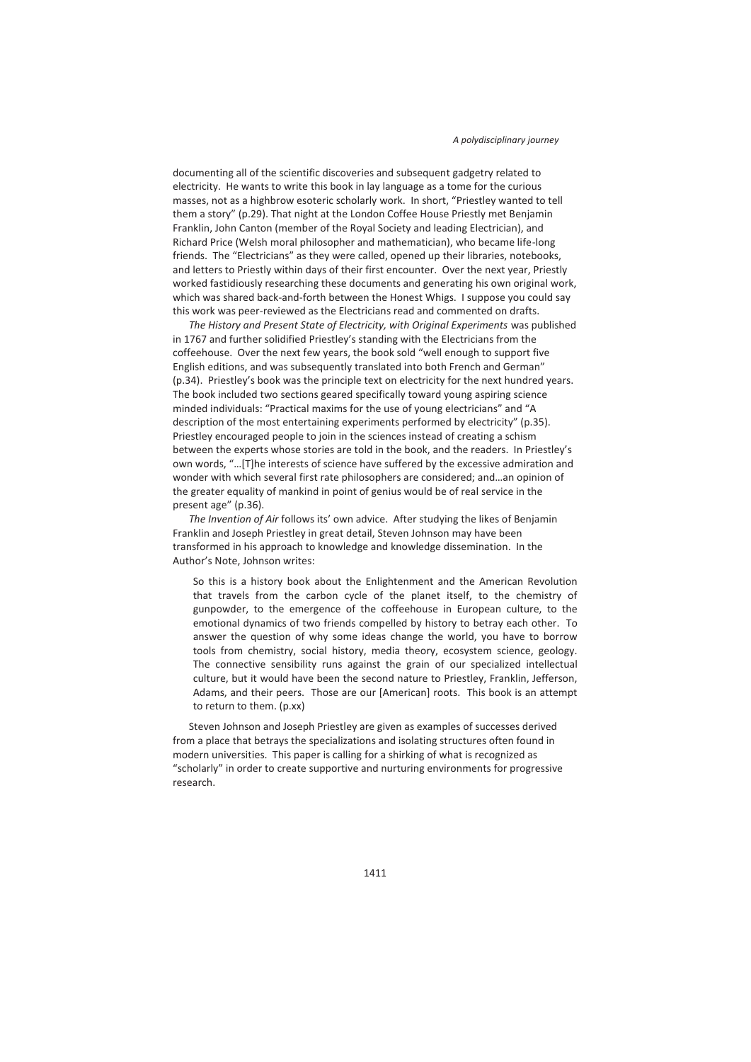documenting all of the scientific discoveries and subsequent gadgetry related to electricity. He wants to write this book in lay language as a tome for the curious masses, not as a highbrow esoteric scholarly work. In short, "Priestley wanted to tell them a story" (p.29). That night at the London Coffee House Priestly met Benjamin Franklin, John Canton (member of the Royal Society and leading Electrician), and Richard Price (Welsh moral philosopher and mathematician), who became life-long friends. The "Electricians" as they were called, opened up their libraries, notebooks, and letters to Priestly within days of their first encounter. Over the next year, Priestly worked fastidiously researching these documents and generating his own original work, which was shared back-and-forth between the Honest Whigs. I suppose you could say this work was peer-reviewed as the Electricians read and commented on drafts.

*The History and Present State of Electricity, with Original Experiments* was published in 1767 and further solidified Priestley's standing with the Electricians from the coffeehouse. Over the next few years, the book sold "well enough to support five English editions, and was subsequently translated into both French and German" (p.34). Priestley's book was the principle text on electricity for the next hundred years. The book included two sections geared specifically toward young aspiring science minded individuals: "Practical maxims for the use of young electricians" and "A description of the most entertaining experiments performed by electricity" (p.35). Priestley encouraged people to join in the sciences instead of creating a schism between the experts whose stories are told in the book, and the readers. In Priestley's own words, "…[T]he interests of science have suffered by the excessive admiration and wonder with which several first rate philosophers are considered; and…an opinion of the greater equality of mankind in point of genius would be of real service in the present age" (p.36).

*The Invention of Air* follows its' own advice. After studying the likes of Benjamin Franklin and Joseph Priestley in great detail, Steven Johnson may have been transformed in his approach to knowledge and knowledge dissemination. In the Author's Note, Johnson writes:

> So this is a history book about the Enlightenment and the American Revolution that travels from the carbon cycle of the planet itself, to the chemistry of gunpowder, to the emergence of the coffeehouse in European culture, to the emotional dynamics of two friends compelled by history to betray each other. To answer the question of why some ideas change the world, you have to borrow tools from chemistry, social history, media theory, ecosystem science, geology. The connective sensibility runs against the grain of our specialized intellectual culture, but it would have been the second nature to Priestley, Franklin, Jefferson, Adams, and their peers. Those are our [American] roots. This book is an attempt to return to them. (p.xx)

Steven Johnson and Joseph Priestley are given as examples of successes derived from a place that betrays the specializations and isolating structures often found in modern universities. This paper is calling for a shirking of what is recognized as "scholarly" in order to create supportive and nurturing environments for progressive research.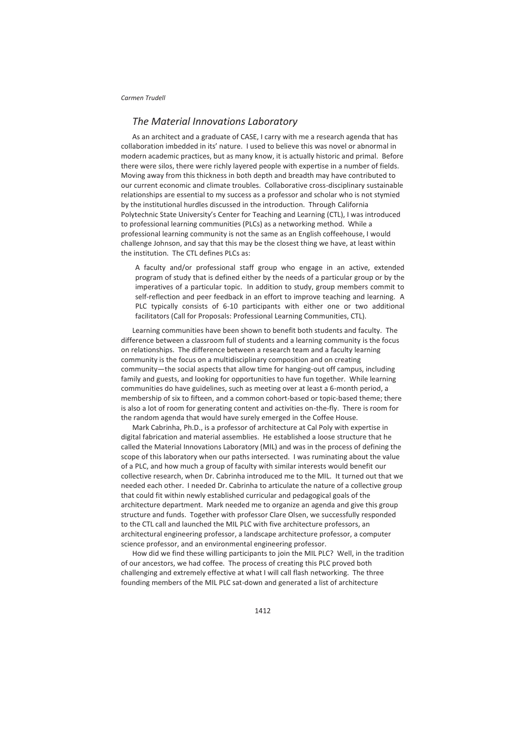## *The Material Innovations Laboratory*

As an architect and a graduate of CASE, I carry with me a research agenda that has collaboration imbedded in its' nature. I used to believe this was novel or abnormal in modern academic practices, but as many know, it is actually historic and primal. Before there were silos, there were richly layered people with expertise in a number of fields. Moving away from this thickness in both depth and breadth may have contributed to our current economic and climate troubles. Collaborative cross-disciplinary sustainable relationships are essential to my success as a professor and scholar who is not stymied by the institutional hurdles discussed in the introduction. Through California Polytechnic State University's Center for Teaching and Learning (CTL), I was introduced to professional learning communities (PLCs) as a networking method. While a professional learning community is not the same as an English coffeehouse, I would challenge Johnson, and say that this may be the closest thing we have, at least within the institution. The CTL defines PLCs as:

> A faculty and/or professional staff group who engage in an active, extended program of study that is defined either by the needs of a particular group or by the imperatives of a particular topic. In addition to study, group members commit to self-reflection and peer feedback in an effort to improve teaching and learning. A PLC typically consists of 6-10 participants with either one or two additional facilitators (Call for Proposals: Professional Learning Communities, CTL).

Learning communities have been shown to benefit both students and faculty. The difference between a classroom full of students and a learning community is the focus on relationships. The difference between a research team and a faculty learning community is the focus on a multidisciplinary composition and on creating community—the social aspects that allow time for hanging-out off campus, including family and guests, and looking for opportunities to have fun together. While learning communities do have guidelines, such as meeting over at least a 6-month period, a membership of six to fifteen, and a common cohort-based or topic-based theme; there is also a lot of room for generating content and activities on-the-fly. There is room for the random agenda that would have surely emerged in the Coffee House.

Mark Cabrinha, Ph.D., is a professor of architecture at Cal Poly with expertise in digital fabrication and material assemblies. He established a loose structure that he called the Material Innovations Laboratory (MIL) and was in the process of defining the scope of this laboratory when our paths intersected. I was ruminating about the value of a PLC, and how much a group of faculty with similar interests would benefit our collective research, when Dr. Cabrinha introduced me to the MIL. It turned out that we needed each other. I needed Dr. Cabrinha to articulate the nature of a collective group that could fit within newly established curricular and pedagogical goals of the architecture department. Mark needed me to organize an agenda and give this group structure and funds. Together with professor Clare Olsen, we successfully responded to the CTL call and launched the MIL PLC with five architecture professors, an architectural engineering professor, a landscape architecture professor, a computer science professor, and an environmental engineering professor.

How did we find these willing participants to join the MIL PLC? Well, in the tradition of our ancestors, we had coffee. The process of creating this PLC proved both challenging and extremely effective at what I will call flash networking. The three founding members of the MIL PLC sat-down and generated a list of architecture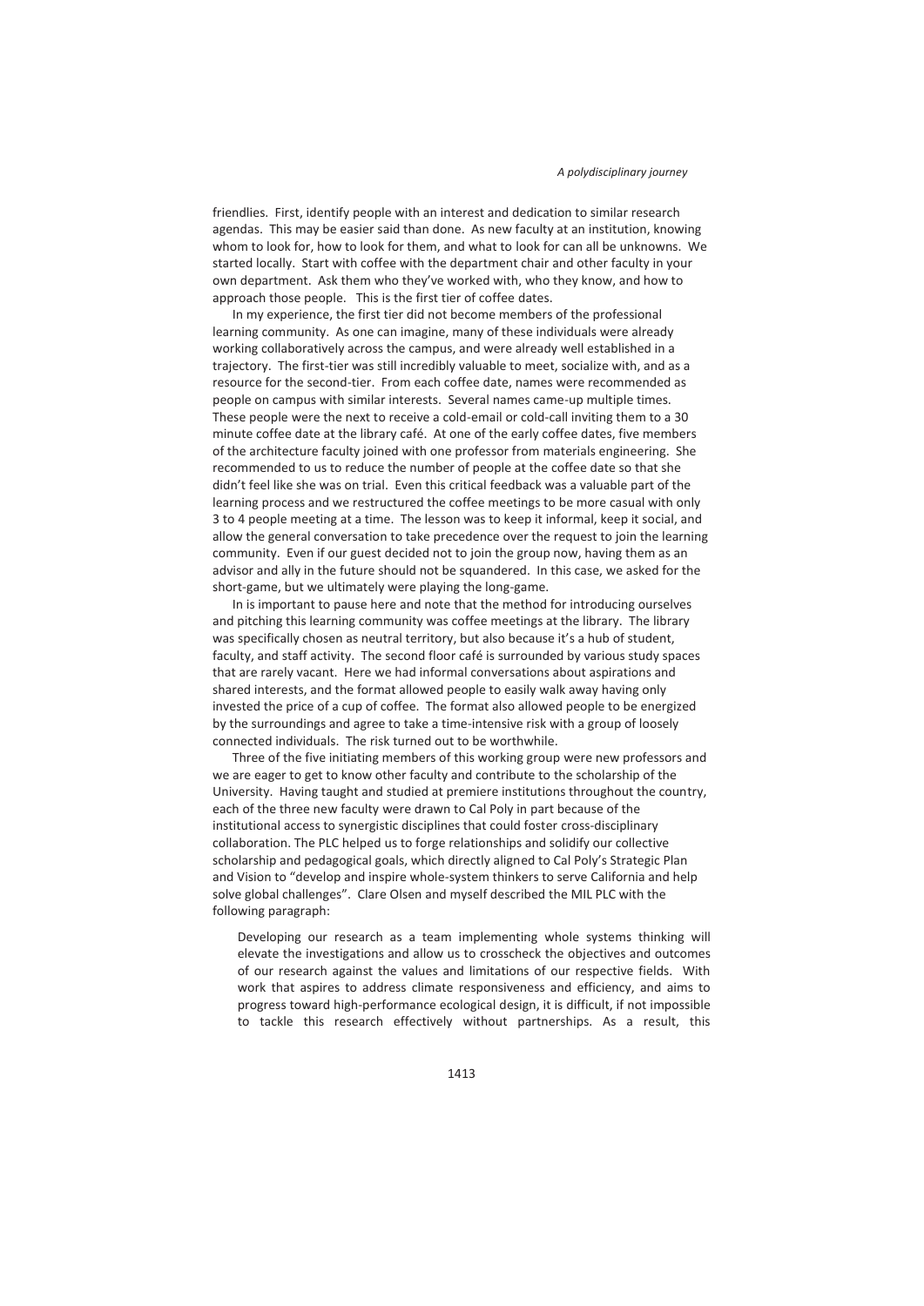friendlies. First, identify people with an interest and dedication to similar research agendas. This may be easier said than done. As new faculty at an institution, knowing whom to look for, how to look for them, and what to look for can all be unknowns. We started locally. Start with coffee with the department chair and other faculty in your own department. Ask them who they've worked with, who they know, and how to approach those people. This is the first tier of coffee dates.

In my experience, the first tier did not become members of the professional learning community. As one can imagine, many of these individuals were already working collaboratively across the campus, and were already well established in a trajectory. The first-tier was still incredibly valuable to meet, socialize with, and as a resource for the second-tier. From each coffee date, names were recommended as people on campus with similar interests. Several names came-up multiple times. These people were the next to receive a cold-email or cold-call inviting them to a 30 minute coffee date at the library café. At one of the early coffee dates, five members of the architecture faculty joined with one professor from materials engineering. She recommended to us to reduce the number of people at the coffee date so that she didn't feel like she was on trial. Even this critical feedback was a valuable part of the learning process and we restructured the coffee meetings to be more casual with only 3 to 4 people meeting at a time. The lesson was to keep it informal, keep it social, and allow the general conversation to take precedence over the request to join the learning community. Even if our guest decided not to join the group now, having them as an advisor and ally in the future should not be squandered. In this case, we asked for the short-game, but we ultimately were playing the long-game.

In is important to pause here and note that the method for introducing ourselves and pitching this learning community was coffee meetings at the library. The library was specifically chosen as neutral territory, but also because it's a hub of student, faculty, and staff activity. The second floor café is surrounded by various study spaces that are rarely vacant. Here we had informal conversations about aspirations and shared interests, and the format allowed people to easily walk away having only invested the price of a cup of coffee. The format also allowed people to be energized by the surroundings and agree to take a time-intensive risk with a group of loosely connected individuals. The risk turned out to be worthwhile.

Three of the five initiating members of this working group were new professors and we are eager to get to know other faculty and contribute to the scholarship of the University. Having taught and studied at premiere institutions throughout the country, each of the three new faculty were drawn to Cal Poly in part because of the institutional access to synergistic disciplines that could foster cross-disciplinary collaboration. The PLC helped us to forge relationships and solidify our collective scholarship and pedagogical goals, which directly aligned to Cal Poly's Strategic Plan and Vision to "develop and inspire whole-system thinkers to serve California and help solve global challenges". Clare Olsen and myself described the MIL PLC with the following paragraph:

> Developing our research as a team implementing whole systems thinking will elevate the investigations and allow us to crosscheck the objectives and outcomes of our research against the values and limitations of our respective fields. With work that aspires to address climate responsiveness and efficiency, and aims to progress toward high-performance ecological design, it is difficult, if not impossible to tackle this research effectively without partnerships. As a result, this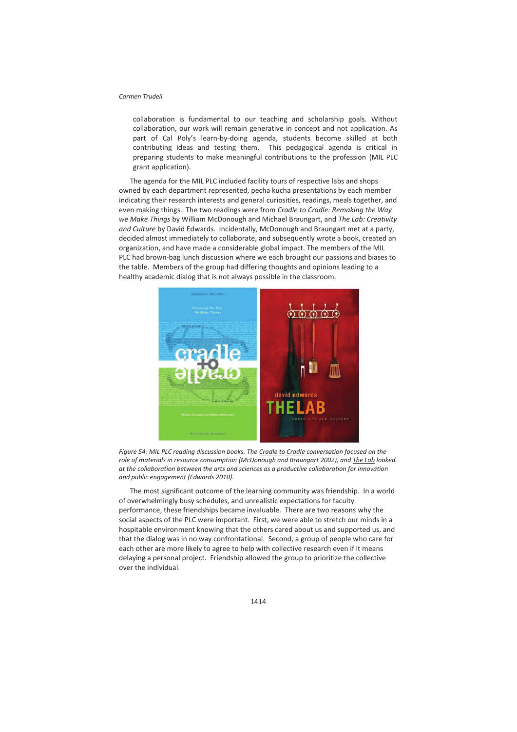collaboration is fundamental to our teaching and scholarship goals. Without collaboration, our work will remain generative in concept and not application. As part of Cal Poly's learn-by-doing agenda, students become skilled at both contributing ideas and testing them. This pedagogical agenda is critical in preparing students to make meaningful contributions to the profession (MIL PLC grant application).

The agenda for the MIL PLC included facility tours of respective labs and shops owned by each department represented, pecha kucha presentations by each member indicating their research interests and general curiosities, readings, meals together, and even making things. The two readings were from *Cradle to Cradle: Remaking the Way we Make Things* by William McDonough and Michael Braungart, and *The Lab: Creativity and Culture* by David Edwards. Incidentally, McDonough and Braungart met at a party, decided almost immediately to collaborate, and subsequently wrote a book, created an organization, and have made a considerable global impact. The members of the MIL PLC had brown-bag lunch discussion where we each brought our passions and biases to the table. Members of the group had differing thoughts and opinions leading to a healthy academic dialog that is not always possible in the classroom.

*Figure 54: MIL PLC reading discussion books. The Cradle to Cradle conversation focused on the role of materials in resource consumption (McDonough and Braungart 2002), and The Lab looked at the collaboration between the arts and sciences as a productive collaboration for innovation and public engagement (Edwards 2010).*

The most significant outcome of the learning community was friendship. In a world of overwhelmingly busy schedules, and unrealistic expectations for faculty performance, these friendships became invaluable. There are two reasons why the social aspects of the PLC were important. First, we were able to stretch our minds in a hospitable environment knowing that the others cared about us and supported us, and that the dialog was in no way confrontational. Second, a group of people who care for each other are more likely to agree to help with collective research even if it means delaying a personal project. Friendship allowed the group to prioritize the collective over the individual.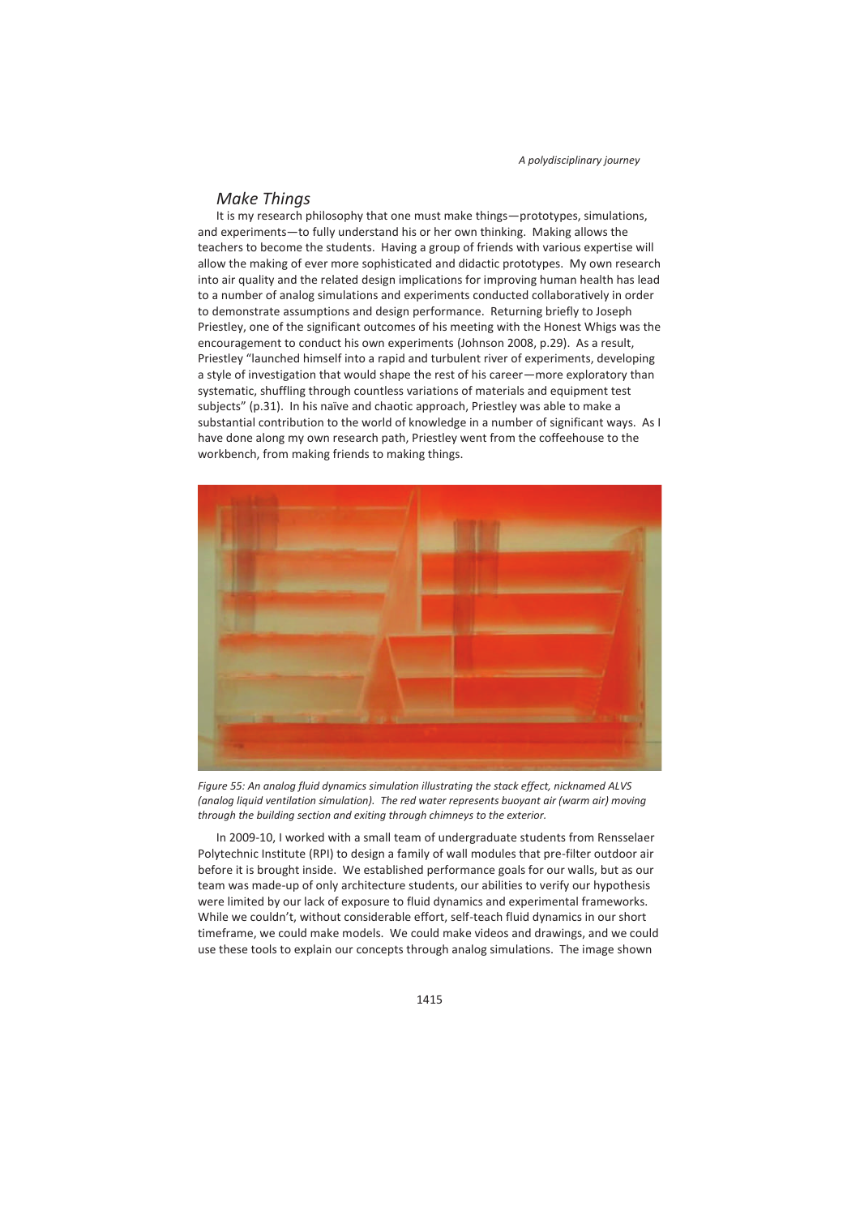## *Make Things*

It is my research philosophy that one must make things—prototypes, simulations, and experiments—to fully understand his or her own thinking. Making allows the teachers to become the students. Having a group of friends with various expertise will allow the making of ever more sophisticated and didactic prototypes. My own research into air quality and the related design implications for improving human health has lead to a number of analog simulations and experiments conducted collaboratively in order to demonstrate assumptions and design performance. Returning briefly to Joseph Priestley, one of the significant outcomes of his meeting with the Honest Whigs was the encouragement to conduct his own experiments (Johnson 2008, p.29). As a result, Priestley "launched himself into a rapid and turbulent river of experiments, developing a style of investigation that would shape the rest of his career—more exploratory than systematic, shuffling through countless variations of materials and equipment test subjects" (p.31). In his naïve and chaotic approach, Priestley was able to make a substantial contribution to the world of knowledge in a number of significant ways. As I have done along my own research path, Priestley went from the coffeehouse to the workbench, from making friends to making things.

*Figure 55: An analog fluid dynamics simulation illustrating the stack effect, nicknamed ALVS (analog liquid ventilation simulation). The red water represents buoyant air (warm air) moving through the building section and exiting through chimneys to the exterior.*

In 2009-10, I worked with a small team of undergraduate students from Rensselaer Polytechnic Institute (RPI) to design a family of wall modules that pre-filter outdoor air before it is brought inside. We established performance goals for our walls, but as our team was made-up of only architecture students, our abilities to verify our hypothesis were limited by our lack of exposure to fluid dynamics and experimental frameworks. While we couldn't, without considerable effort, self-teach fluid dynamics in our short timeframe, we could make models. We could make videos and drawings, and we could use these tools to explain our concepts through analog simulations. The image shown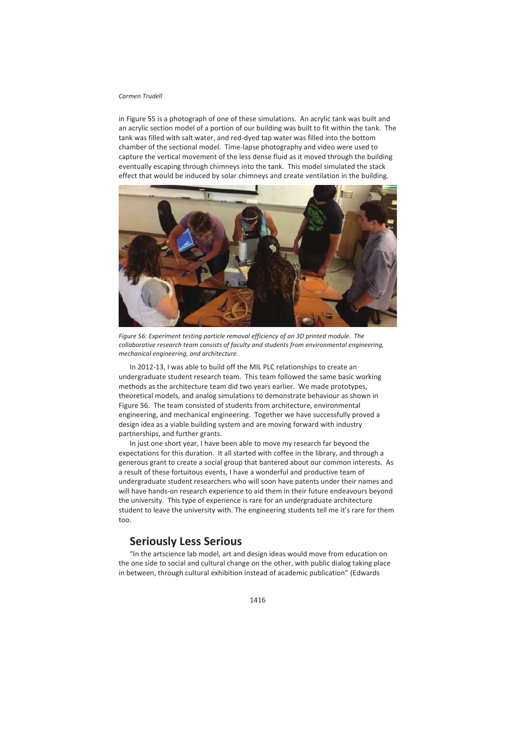in Figure 55 is a photograph of one of these simulations. An acrylic tank was built and an acrylic section model of a portion of our building was built to fit within the tank. The tank was filled with salt water, and red-dyed tap water was filled into the bottom chamber of the sectional model. Time-lapse photography and video were used to capture the vertical movement of the less dense fluid as it moved through the building eventually escaping through chimneys into the tank. This model simulated the stack effect that would be induced by solar chimneys and create ventilation in the building.

*Figure 56: Experiment testing particle removal efficiency of an 3D printed module. The collaborative research team consists of faculty and students from environmental engineering, mechanical engineering, and architecture.*

In 2012-13, I was able to build off the MIL PLC relationships to create an undergraduate student research team. This team followed the same basic working methods as the architecture team did two years earlier. We made prototypes, theoretical models, and analog simulations to demonstrate behaviour as shown in Figure 56. The team consisted of students from architecture, environmental engineering, and mechanical engineering. Together we have successfully proved a design idea as a viable building system and are moving forward with industry partnerships, and further grants.

In just one short year, I have been able to move my research far beyond the expectations for this duration. It all started with coffee in the library, and through a generous grant to create a social group that bantered about our common interests. As a result of these fortuitous events, I have a wonderful and productive team of undergraduate student researchers who will soon have patents under their names and will have hands-on research experience to aid them in their future endeavours beyond the university. This type of experience is rare for an undergraduate architecture student to leave the university with. The engineering students tell me it's rare for them too.

## Seriously Less Serious

"In the artscience lab model, art and design ideas would move from education on the one side to social and cultural change on the other, with public dialog taking place in between, through cultural exhibition instead of academic publication" (Edwards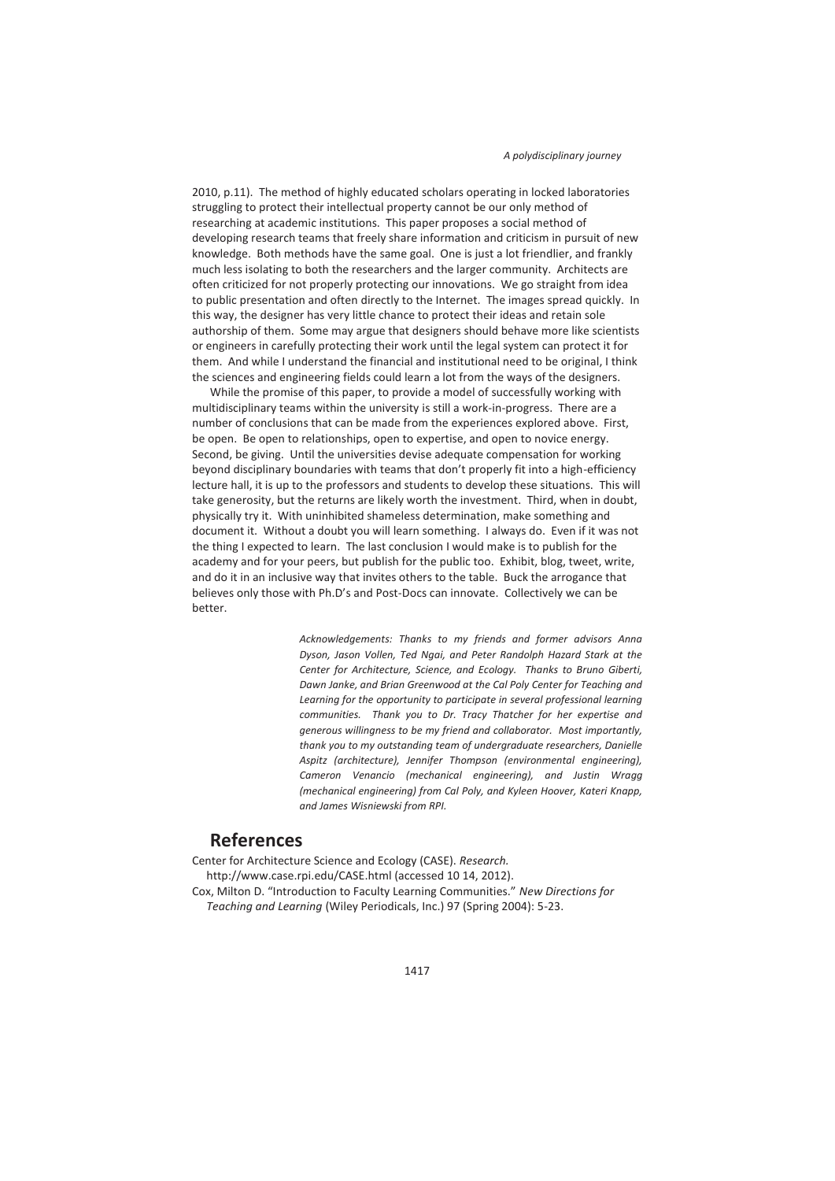2010, p.11). The method of highly educated scholars operating in locked laboratories struggling to protect their intellectual property cannot be our only method of researching at academic institutions. This paper proposes a social method of developing research teams that freely share information and criticism in pursuit of new knowledge. Both methods have the same goal. One is just a lot friendlier, and frankly much less isolating to both the researchers and the larger community. Architects are often criticized for not properly protecting our innovations. We go straight from idea to public presentation and often directly to the Internet. The images spread quickly. In this way, the designer has very little chance to protect their ideas and retain sole authorship of them. Some may argue that designers should behave more like scientists or engineers in carefully protecting their work until the legal system can protect it for them. And while I understand the financial and institutional need to be original, I think the sciences and engineering fields could learn a lot from the ways of the designers.

While the promise of this paper, to provide a model of successfully working with multidisciplinary teams within the university is still a work-in-progress. There are a number of conclusions that can be made from the experiences explored above. First, be open. Be open to relationships, open to expertise, and open to novice energy. Second, be giving. Until the universities devise adequate compensation for working beyond disciplinary boundaries with teams that don't properly fit into a high-efficiency lecture hall, it is up to the professors and students to develop these situations. This will take generosity, but the returns are likely worth the investment. Third, when in doubt, physically try it. With uninhibited shameless determination, make something and document it. Without a doubt you will learn something. I always do. Even if it was not the thing I expected to learn. The last conclusion I would make is to publish for the academy and for your peers, but publish for the public too. Exhibit, blog, tweet, write, and do it in an inclusive way that invites others to the table. Buck the arrogance that believes only those with Ph.D's and Post-Docs can innovate. Collectively we can be better.

*Acknowledgements: Thanks to my friends and former advisors Anna Dyson, Jason Vollen, Ted Ngai, and Peter Randolph Hazard Stark at the Center for Architecture, Science, and Ecology. Thanks to Bruno Giberti, Dawn Janke, and Brian Greenwood at the Cal Poly Center for Teaching and Learning for the opportunity to participate in several professional learning communities. Thank you to Dr. Tracy Thatcher for her expertise and generous willingness to be my friend and collaborator. Most importantly, thank you to my outstanding team of undergraduate researchers, Danielle Aspitz (architecture), Jennifer Thompson (environmental engineering), Cameron Venancio (mechanical engineering), and Justin Wragg (mechanical engineering) from Cal Poly, and Kyleen Hoover, Kateri Knapp, and James Wisniewski from RPI.*

## References

Center for Architecture Science and Ecology (CASE). *Research.* http://www.case.rpi.edu/CASE.html (accessed 10 14, 2012).

Cox, Milton D. "Introduction to Faculty Learning Communities." *New Directions for Teaching and Learning* (Wiley Periodicals, Inc.) 97 (Spring 2004): 5-23.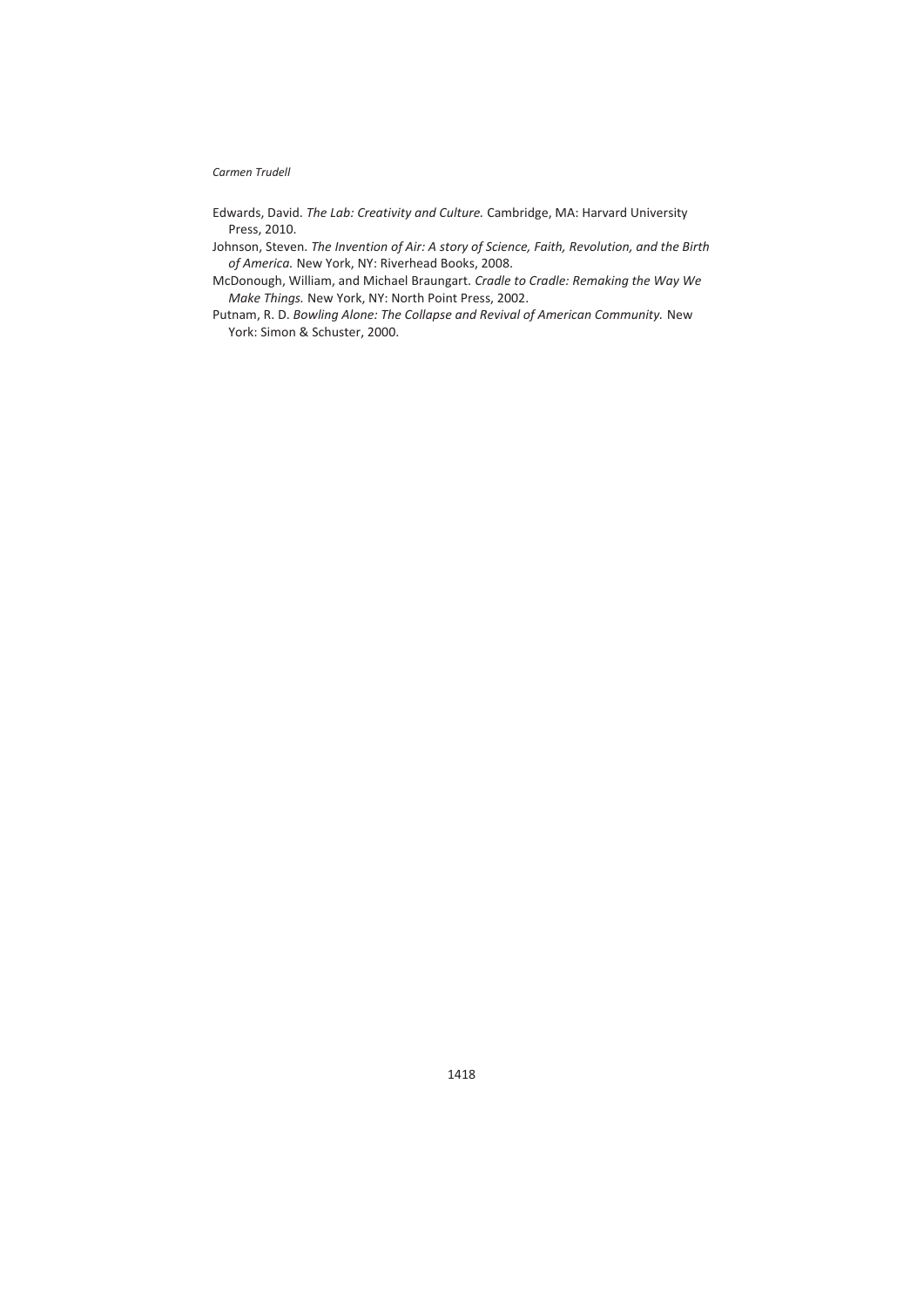Edwards, David. *The Lab: Creativity and Culture.* Cambridge, MA: Harvard University Press, 2010.

Johnson, Steven. *The Invention of Air: A story of Science, Faith, Revolution, and the Birth of America.* New York, NY: Riverhead Books, 2008.

McDonough, William, and Michael Braungart. *Cradle to Cradle: Remaking the Way We Make Things.* New York, NY: North Point Press, 2002.

Putnam, R. D. *Bowling Alone: The Collapse and Revival of American Community.* New York: Simon & Schuster, 2000.